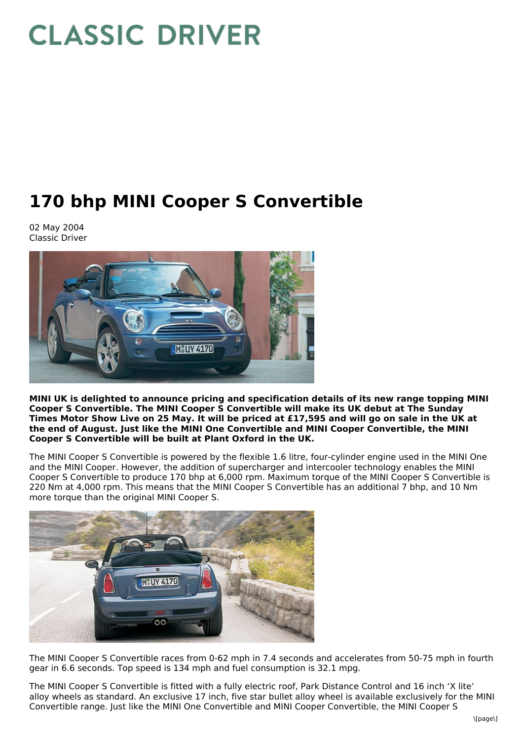# CLASSIC DRIVER

# 170 bhp MINI Cooper S Convertible

02 May 2004
Classic Driver

**MINI UK is delighted to announce pricing and specification details of its new range topping MINI Cooper S Convertible. The MINI Cooper S Convertible will make its UK debut at The Sunday Times Motor Show Live on 25 May. It will be priced at £17,595 and will go on sale in the UK at the end of August. Just like the MINI One Convertible and MINI Cooper Convertible, the MINI Cooper S Convertible will be built at Plant Oxford in the UK.**

The MINI Cooper S Convertible is powered by the flexible 1.6 litre, four-cylinder engine used in the MINI One and the MINI Cooper. However, the addition of supercharger and intercooler technology enables the MINI Cooper S Convertible to produce 170 bhp at 6,000 rpm. Maximum torque of the MINI Cooper S Convertible is 220 Nm at 4,000 rpm. This means that the MINI Cooper S Convertible has an additional 7 bhp, and 10 Nm more torque than the original MINI Cooper S.

The MINI Cooper S Convertible races from 0-62 mph in 7.4 seconds and accelerates from 50-75 mph in fourth gear in 6.6 seconds. Top speed is 134 mph and fuel consumption is 32.1 mpg.

The MINI Cooper S Convertible is fitted with a fully electric roof, Park Distance Control and 16 inch 'X lite' alloy wheels as standard. An exclusive 17 inch, five star bullet alloy wheel is available exclusively for the MINI Convertible range. Just like the MINI One Convertible and MINI Cooper Convertible, the MINI Cooper S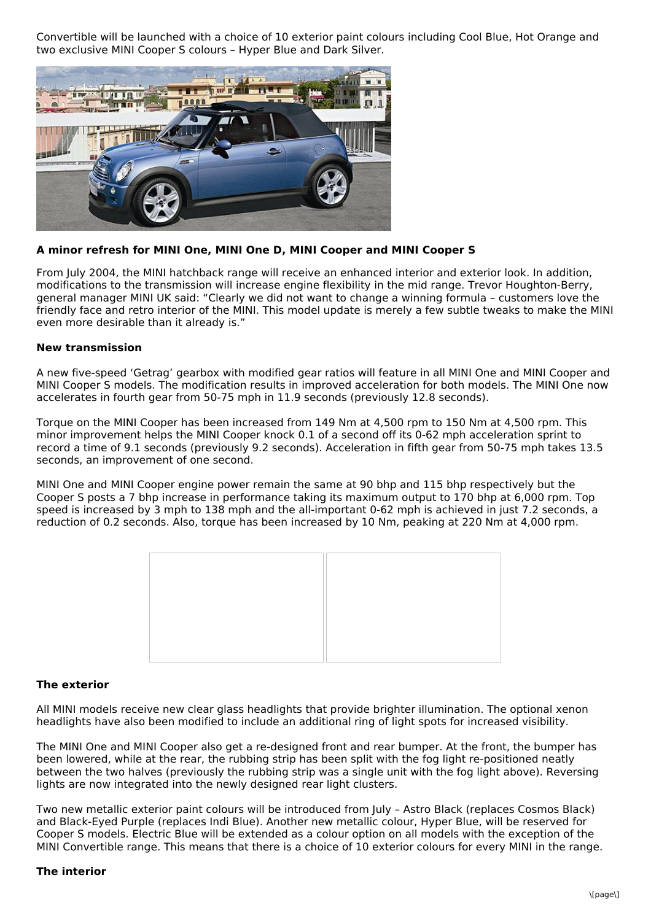Convertible will be launched with a choice of 10 exterior paint colours including Cool Blue, Hot Orange and two exclusive MINI Cooper S colours – Hyper Blue and Dark Silver.

**A minor refresh for MINI One, MINI One D, MINI Cooper and MINI Cooper S**

From July 2004, the MINI hatchback range will receive an enhanced interior and exterior look. In addition, modifications to the transmission will increase engine flexibility in the mid range. Trevor Houghton-Berry, general manager MINI UK said: “Clearly we did not want to change a winning formula – customers love the friendly face and retro interior of the MINI. This model update is merely a few subtle tweaks to make the MINI even more desirable than it already is.”

**New transmission**

A new five-speed ‘Getrag’ gearbox with modified gear ratios will feature in all MINI One and MINI Cooper and MINI Cooper S models. The modification results in improved acceleration for both models. The MINI One now accelerates in fourth gear from 50-75 mph in 11.9 seconds (previously 12.8 seconds).

Torque on the MINI Cooper has been increased from 149 Nm at 4,500 rpm to 150 Nm at 4,500 rpm. This minor improvement helps the MINI Cooper knock 0.1 of a second off its 0-62 mph acceleration sprint to record a time of 9.1 seconds (previously 9.2 seconds). Acceleration in fifth gear from 50-75 mph takes 13.5 seconds, an improvement of one second.

MINI One and MINI Cooper engine power remain the same at 90 bhp and 115 bhp respectively but the Cooper S posts a 7 bhp increase in performance taking its maximum output to 170 bhp at 6,000 rpm. Top speed is increased by 3 mph to 138 mph and the all-important 0-62 mph is achieved in just 7.2 seconds, a reduction of 0.2 seconds. Also, torque has been increased by 10 Nm, peaking at 220 Nm at 4,000 rpm.

**The exterior**

All MINI models receive new clear glass headlights that provide brighter illumination. The optional xenon headlights have also been modified to include an additional ring of light spots for increased visibility.

The MINI One and MINI Cooper also get a re-designed front and rear bumper. At the front, the bumper has been lowered, while at the rear, the rubbing strip has been split with the fog light re-positioned neatly between the two halves (previously the rubbing strip was a single unit with the fog light above). Reversing lights are now integrated into the newly designed rear light clusters.

Two new metallic exterior paint colours will be introduced from July – Astro Black (replaces Cosmos Black) and Black-Eyed Purple (replaces Indi Blue). Another new metallic colour, Hyper Blue, will be reserved for Cooper S models. Electric Blue will be extended as a colour option on all models with the exception of the MINI Convertible range. This means that there is a choice of 10 exterior colours for every MINI in the range.

**The interior**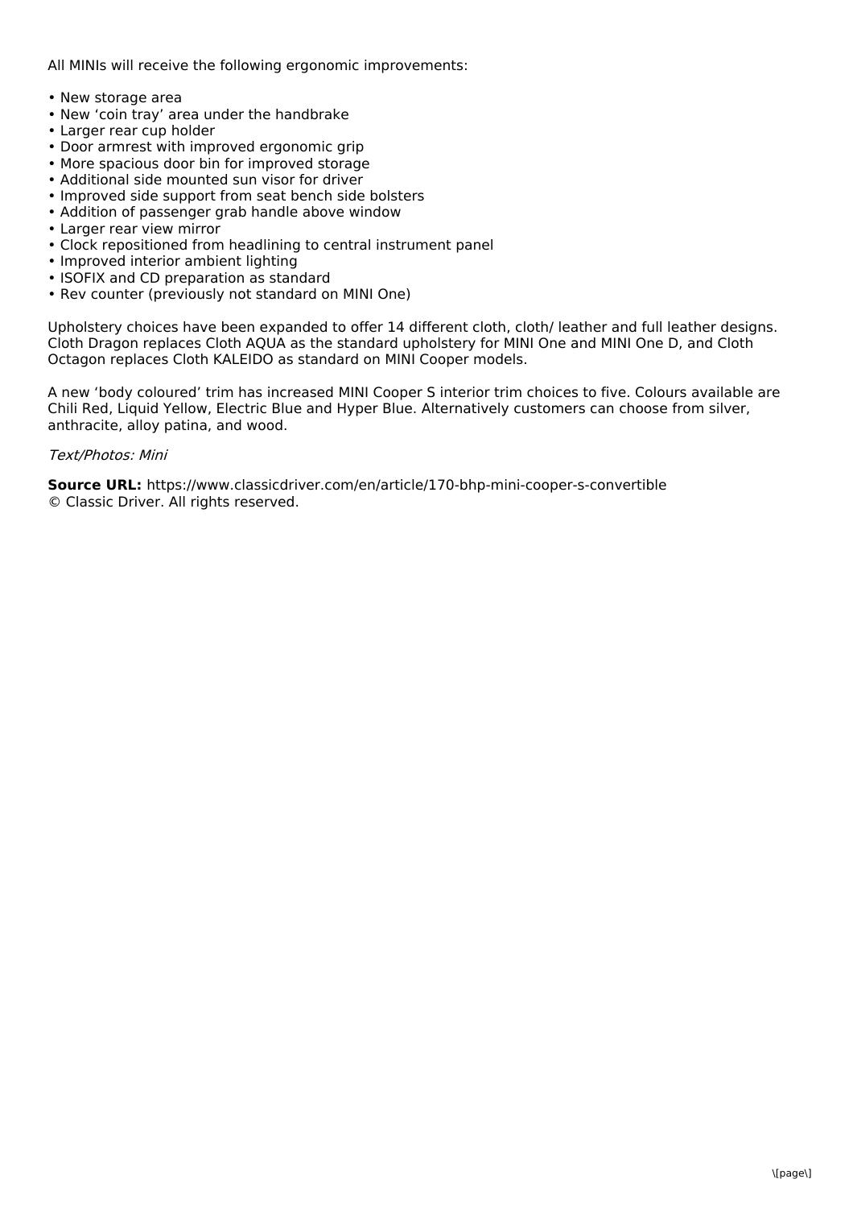All MINIs will receive the following ergonomic improvements:

- New storage area
- New ‘coin tray’ area under the handbrake
- Larger rear cup holder
- Door armrest with improved ergonomic grip
- More spacious door bin for improved storage
- Additional side mounted sun visor for driver
- Improved side support from seat bench side bolsters
- Addition of passenger grab handle above window
- Larger rear view mirror
- Clock repositioned from headlining to central instrument panel
- Improved interior ambient lighting
- ISOFIX and CD preparation as standard
- Rev counter (previously not standard on MINI One)

Upholstery choices have been expanded to offer 14 different cloth, cloth/ leather and full leather designs. Cloth Dragon replaces Cloth AQUA as the standard upholstery for MINI One and MINI One D, and Cloth Octagon replaces Cloth KALEIDO as standard on MINI Cooper models.

A new ‘body coloured’ trim has increased MINI Cooper S interior trim choices to five. Colours available are Chili Red, Liquid Yellow, Electric Blue and Hyper Blue. Alternatively customers can choose from silver, anthracite, alloy patina, and wood.

*Text/Photos: Mini*

**Source URL:** https://www.classicdriver.com/en/article/170-bhp-mini-cooper-s-convertible
© Classic Driver. All rights reserved.